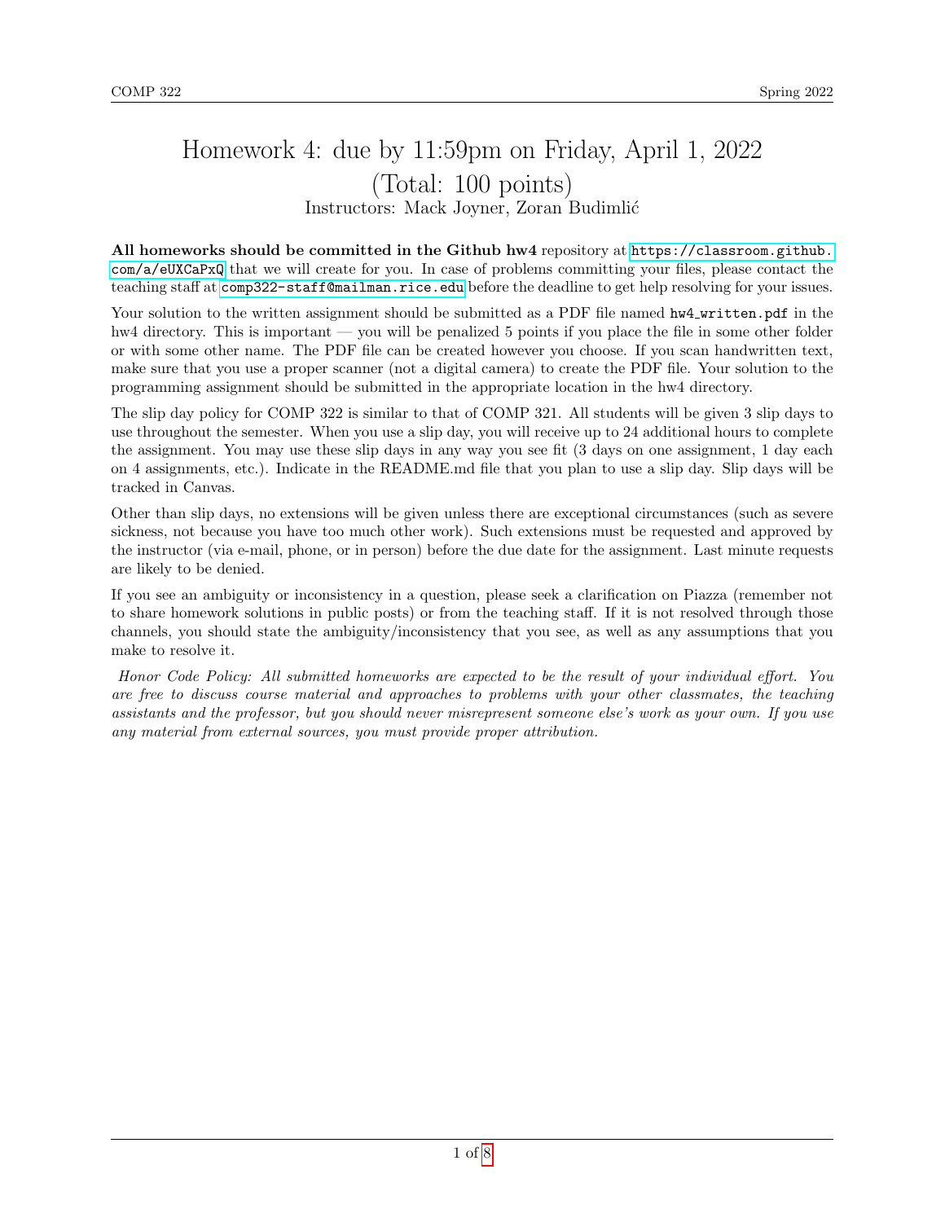# Homework 4: due by 11:59pm on Friday, April 1, 2022 (Total: 100 points)

Instructors: Mack Joyner, Zoran Budimlić

**All homeworks should be committed in the Github hw4** repository at https://classroom.github.com/a/eUXCaPxQ that we will create for you. In case of problems committing your files, please contact the teaching staff at comp322-staff@mailman.rice.edu before the deadline to get help resolving for your issues.

Your solution to the written assignment should be submitted as a PDF file named `hw4_written.pdf` in the hw4 directory. This is important — you will be penalized 5 points if you place the file in some other folder or with some other name. The PDF file can be created however you choose. If you scan handwritten text, make sure that you use a proper scanner (not a digital camera) to create the PDF file. Your solution to the programming assignment should be submitted in the appropriate location in the hw4 directory.

The slip day policy for COMP 322 is similar to that of COMP 321. All students will be given 3 slip days to use throughout the semester. When you use a slip day, you will receive up to 24 additional hours to complete the assignment. You may use these slip days in any way you see fit (3 days on one assignment, 1 day each on 4 assignments, etc.). Indicate in the README.md file that you plan to use a slip day. Slip days will be tracked in Canvas.

Other than slip days, no extensions will be given unless there are exceptional circumstances (such as severe sickness, not because you have too much other work). Such extensions must be requested and approved by the instructor (via e-mail, phone, or in person) before the due date for the assignment. Last minute requests are likely to be denied.

If you see an ambiguity or inconsistency in a question, please seek a clarification on Piazza (remember not to share homework solutions in public posts) or from the teaching staff. If it is not resolved through those channels, you should state the ambiguity/inconsistency that you see, as well as any assumptions that you make to resolve it.

*Honor Code Policy: All submitted homeworks are expected to be the result of your individual effort. You are free to discuss course material and approaches to problems with your other classmates, the teaching assistants and the professor, but you should never misrepresent someone else's work as your own. If you use any material from external sources, you must provide proper attribution.*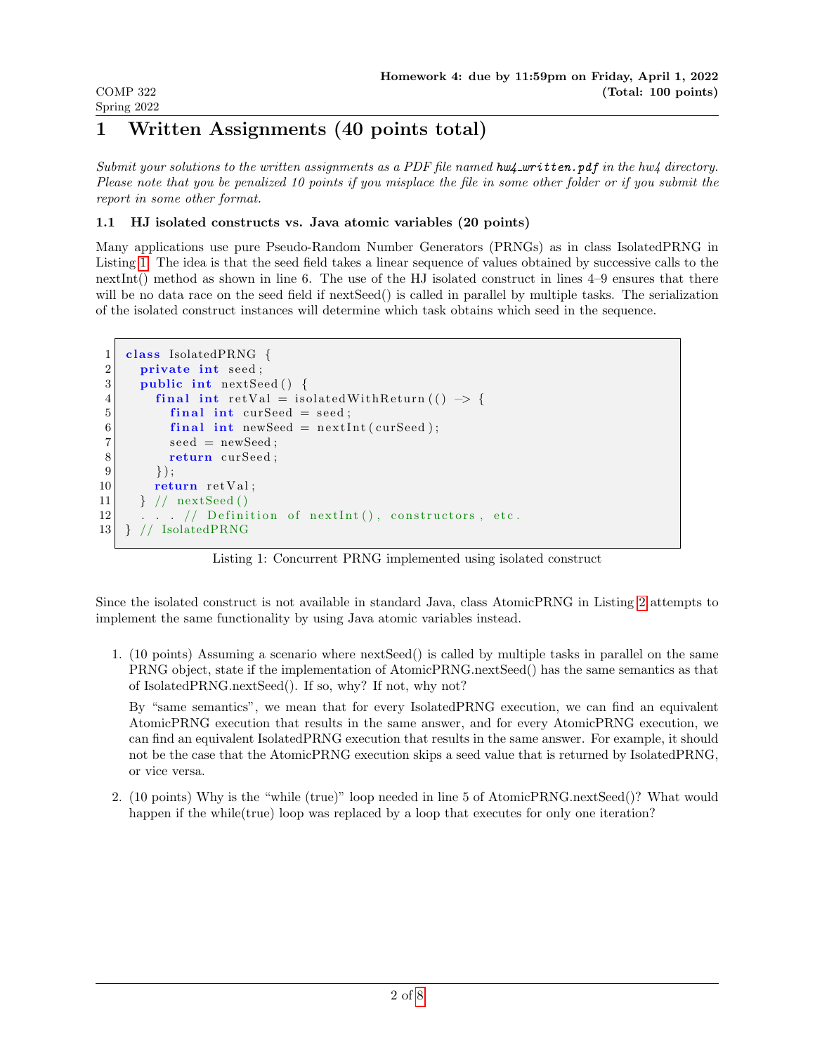# 1 Written Assignments (40 points total)

*Submit your solutions to the written assignments as a PDF file named hw4_written.pdf in the hw4 directory. Please note that you be penalized 10 points if you misplace the file in some other folder or if you submit the report in some other format.*

### 1.1 HJ isolated constructs vs. Java atomic variables (20 points)

Many applications use pure Pseudo-Random Number Generators (PRNGs) as in class IsolatedPRNG in Listing 1. The idea is that the seed field takes a linear sequence of values obtained by successive calls to the nextInt() method as shown in line 6. The use of the HJ isolated construct in lines 4–9 ensures that there will be no data race on the seed field if nextSeed() is called in parallel by multiple tasks. The serialization of the isolated construct instances will determine which task obtains which seed in the sequence.

```java
class IsolatedPRNG {
  private int seed;
  public int nextSeed() {
    final int retVal = isolatedWithReturn(() -> {
      final int curSeed = seed;
      final int newSeed = nextInt(curSeed);
      seed = newSeed;
      return curSeed;
    });
    return retVal;
  } // nextSeed()
  . . . // Definition of nextInt(), constructors, etc.
} // IsolatedPRNG
```

Listing 1: Concurrent PRNG implemented using isolated construct

Since the isolated construct is not available in standard Java, class AtomicPRNG in Listing 2 attempts to implement the same functionality by using Java atomic variables instead.

1. (10 points) Assuming a scenario where nextSeed() is called by multiple tasks in parallel on the same PRNG object, state if the implementation of AtomicPRNG.nextSeed() has the same semantics as that of IsolatedPRNG.nextSeed(). If so, why? If not, why not?

   By "same semantics", we mean that for every IsolatedPRNG execution, we can find an equivalent AtomicPRNG execution that results in the same answer, and for every AtomicPRNG execution, we can find an equivalent IsolatedPRNG execution that results in the same answer. For example, it should not be the case that the AtomicPRNG execution skips a seed value that is returned by IsolatedPRNG, or vice versa.

2. (10 points) Why is the "while (true)" loop needed in line 5 of AtomicPRNG.nextSeed()? What would happen if the while(true) loop was replaced by a loop that executes for only one iteration?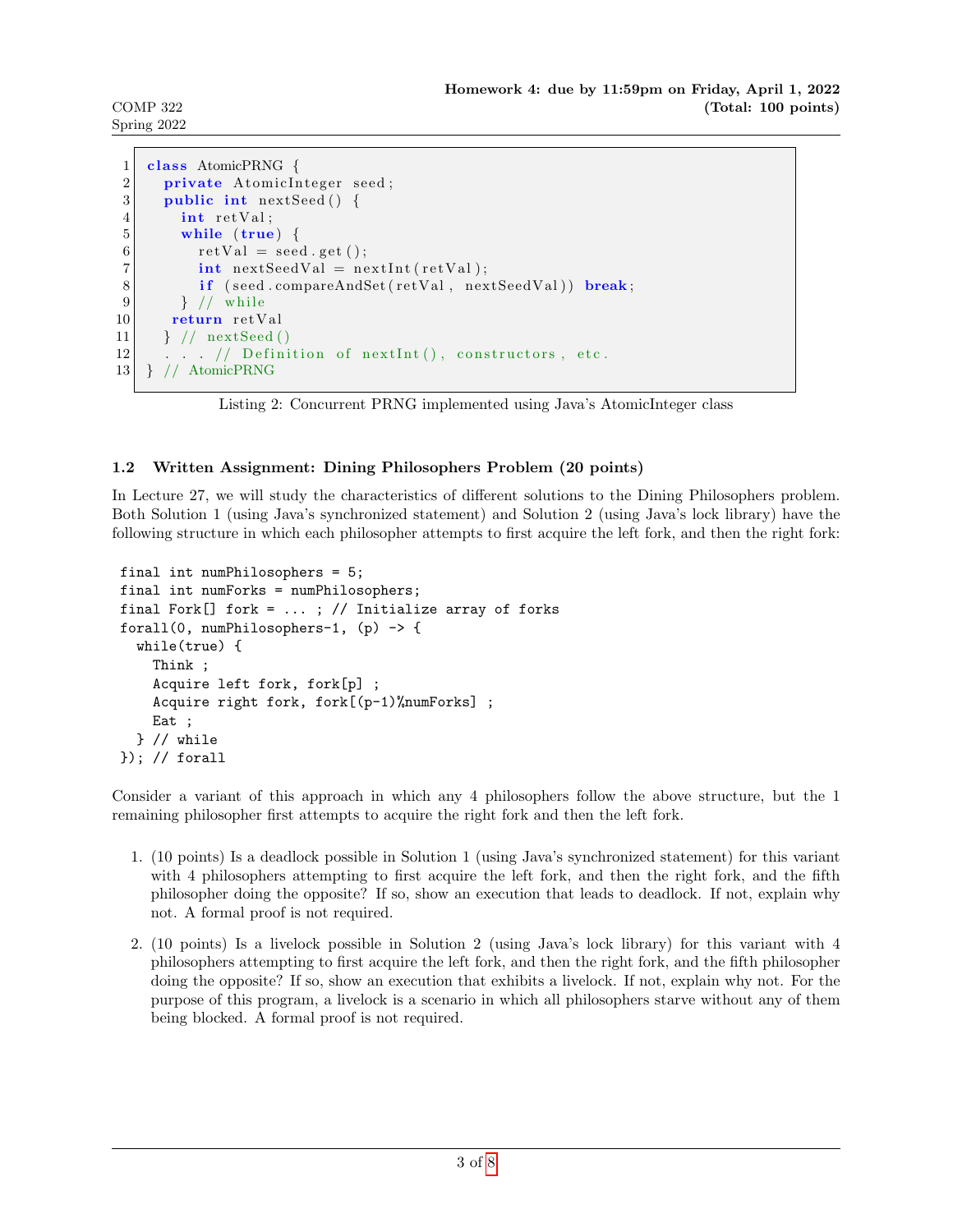```java
class AtomicPRNG {
  private AtomicInteger seed;
  public int nextSeed() {
    int retVal;
    while (true) {
      retVal = seed.get();
      int nextSeedVal = nextInt(retVal);
      if (seed.compareAndSet(retVal, nextSeedVal)) break;
    } // while
   return retVal
  } // nextSeed()
  . . . // Definition of nextInt(), constructors, etc.
} // AtomicPRNG
```

Listing 2: Concurrent PRNG implemented using Java's AtomicInteger class

### 1.2 Written Assignment: Dining Philosophers Problem (20 points)

In Lecture 27, we will study the characteristics of different solutions to the Dining Philosophers problem. Both Solution 1 (using Java's synchronized statement) and Solution 2 (using Java's lock library) have the following structure in which each philosopher attempts to first acquire the left fork, and then the right fork:

```
final int numPhilosophers = 5;
final int numForks = numPhilosophers;
final Fork[] fork = ... ; // Initialize array of forks
forall(0, numPhilosophers-1, (p) -> {
  while(true) {
    Think ;
    Acquire left fork, fork[p] ;
    Acquire right fork, fork[(p-1)%numForks] ;
    Eat ;
  } // while
}); // forall
```

Consider a variant of this approach in which any 4 philosophers follow the above structure, but the 1 remaining philosopher first attempts to acquire the right fork and then the left fork.

1. (10 points) Is a deadlock possible in Solution 1 (using Java's synchronized statement) for this variant with 4 philosophers attempting to first acquire the left fork, and then the right fork, and the fifth philosopher doing the opposite? If so, show an execution that leads to deadlock. If not, explain why not. A formal proof is not required.

2. (10 points) Is a livelock possible in Solution 2 (using Java's lock library) for this variant with 4 philosophers attempting to first acquire the left fork, and then the right fork, and the fifth philosopher doing the opposite? If so, show an execution that exhibits a livelock. If not, explain why not. For the purpose of this program, a livelock is a scenario in which all philosophers starve without any of them being blocked. A formal proof is not required.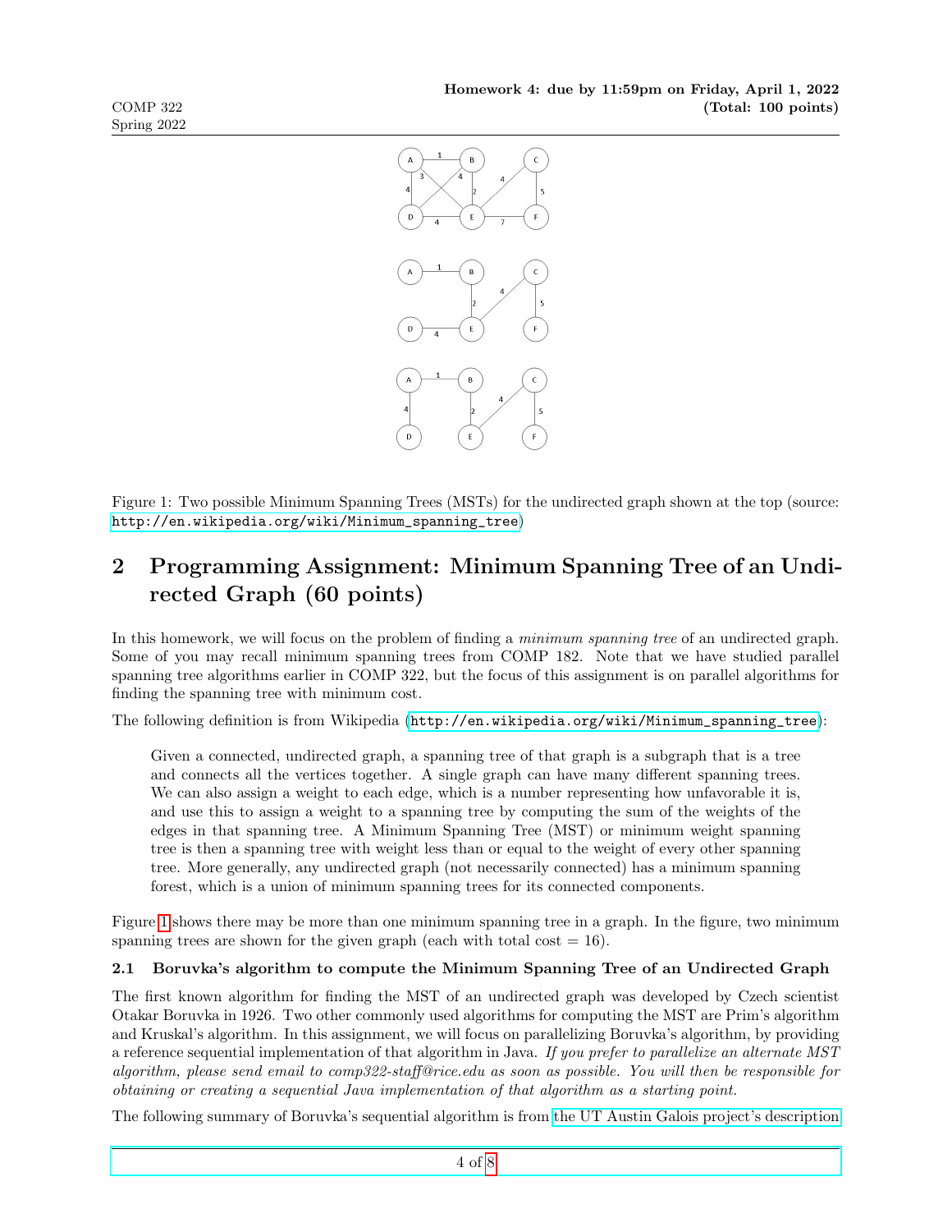Figure 1: Two possible Minimum Spanning Trees (MSTs) for the undirected graph shown at the top (source: http://en.wikipedia.org/wiki/Minimum_spanning_tree)

## 2 Programming Assignment: Minimum Spanning Tree of an Undirected Graph (60 points)

In this homework, we will focus on the problem of finding a *minimum spanning tree* of an undirected graph. Some of you may recall minimum spanning trees from COMP 182. Note that we have studied parallel spanning tree algorithms earlier in COMP 322, but the focus of this assignment is on parallel algorithms for finding the spanning tree with minimum cost.

The following definition is from Wikipedia (http://en.wikipedia.org/wiki/Minimum_spanning_tree):

> Given a connected, undirected graph, a spanning tree of that graph is a subgraph that is a tree and connects all the vertices together. A single graph can have many different spanning trees. We can also assign a weight to each edge, which is a number representing how unfavorable it is, and use this to assign a weight to a spanning tree by computing the sum of the weights of the edges in that spanning tree. A Minimum Spanning Tree (MST) or minimum weight spanning tree is then a spanning tree with weight less than or equal to the weight of every other spanning tree. More generally, any undirected graph (not necessarily connected) has a minimum spanning forest, which is a union of minimum spanning trees for its connected components.

Figure 1 shows there may be more than one minimum spanning tree in a graph. In the figure, two minimum spanning trees are shown for the given graph (each with total cost = 16).

### 2.1 Boruvka's algorithm to compute the Minimum Spanning Tree of an Undirected Graph

The first known algorithm for finding the MST of an undirected graph was developed by Czech scientist Otakar Boruvka in 1926. Two other commonly used algorithms for computing the MST are Prim's algorithm and Kruskal's algorithm. In this assignment, we will focus on parallelizing Boruvka's algorithm, by providing a reference sequential implementation of that algorithm in Java. *If you prefer to parallelize an alternate MST algorithm, please send email to comp322-staff@rice.edu as soon as possible. You will then be responsible for obtaining or creating a sequential Java implementation of that algorithm as a starting point.*

The following summary of Boruvka's sequential algorithm is from the UT Austin Galois project's description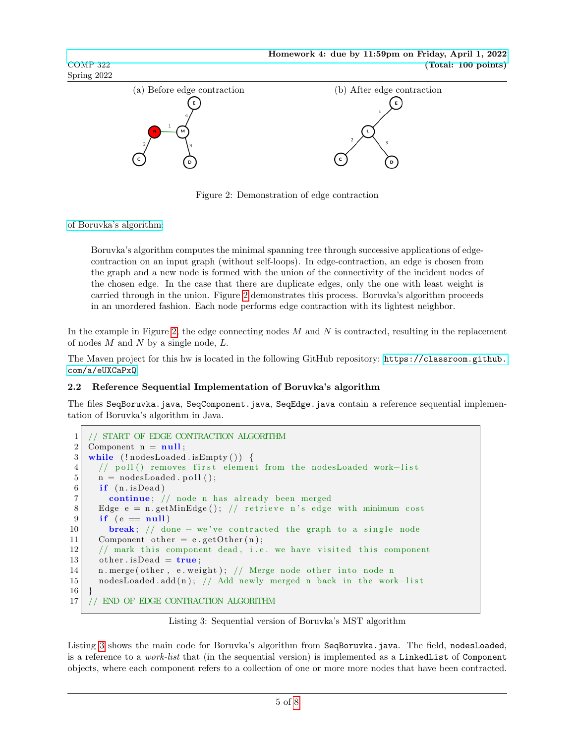(a) Before edge contraction (b) After edge contraction

Figure 2: Demonstration of edge contraction

of Boruvka's algorithm:

> Boruvka's algorithm computes the minimal spanning tree through successive applications of edge-contraction on an input graph (without self-loops). In edge-contraction, an edge is chosen from the graph and a new node is formed with the union of the connectivity of the incident nodes of the chosen edge. In the case that there are duplicate edges, only the one with least weight is carried through in the union. Figure 2 demonstrates this process. Boruvka's algorithm proceeds in an unordered fashion. Each node performs edge contraction with its lightest neighbor.

In the example in Figure 2, the edge connecting nodes $M$ and $N$ is contracted, resulting in the replacement of nodes $M$ and $N$ by a single node, $L$.

The Maven project for this hw is located in the following GitHub repository: `https://classroom.github.com/a/eUXCaPxQ`

### 2.2 Reference Sequential Implementation of Boruvka's algorithm

The files `SeqBoruvka.java`, `SeqComponent.java`, `SeqEdge.java` contain a reference sequential implementation of Boruvka's algorithm in Java.

```java
// START OF EDGE CONTRACTION ALGORITHM
Component n = null;
while (!nodesLoaded.isEmpty()) {
  // poll() removes first element from the nodesLoaded work-list
  n = nodesLoaded.poll();
  if (n.isDead)
    continue; // node n has already been merged
  Edge e = n.getMinEdge(); // retrieve n's edge with minimum cost
  if (e == null)
    break; // done - we've contracted the graph to a single node
  Component other = e.getOther(n);
  // mark this component dead, i.e. we have visited this component
  other.isDead = true;
  n.merge(other, e.weight); // Merge node other into node n
  nodesLoaded.add(n); // Add newly merged n back in the work-list
}
// END OF EDGE CONTRACTION ALGORITHM
```

Listing 3: Sequential version of Boruvka's MST algorithm

Listing 3 shows the main code for Boruvka's algorithm from `SeqBoruvka.java`. The field, `nodesLoaded`, is a reference to a *work-list* that (in the sequential version) is implemented as a `LinkedList` of `Component` objects, where each component refers to a collection of one or more more nodes that have been contracted.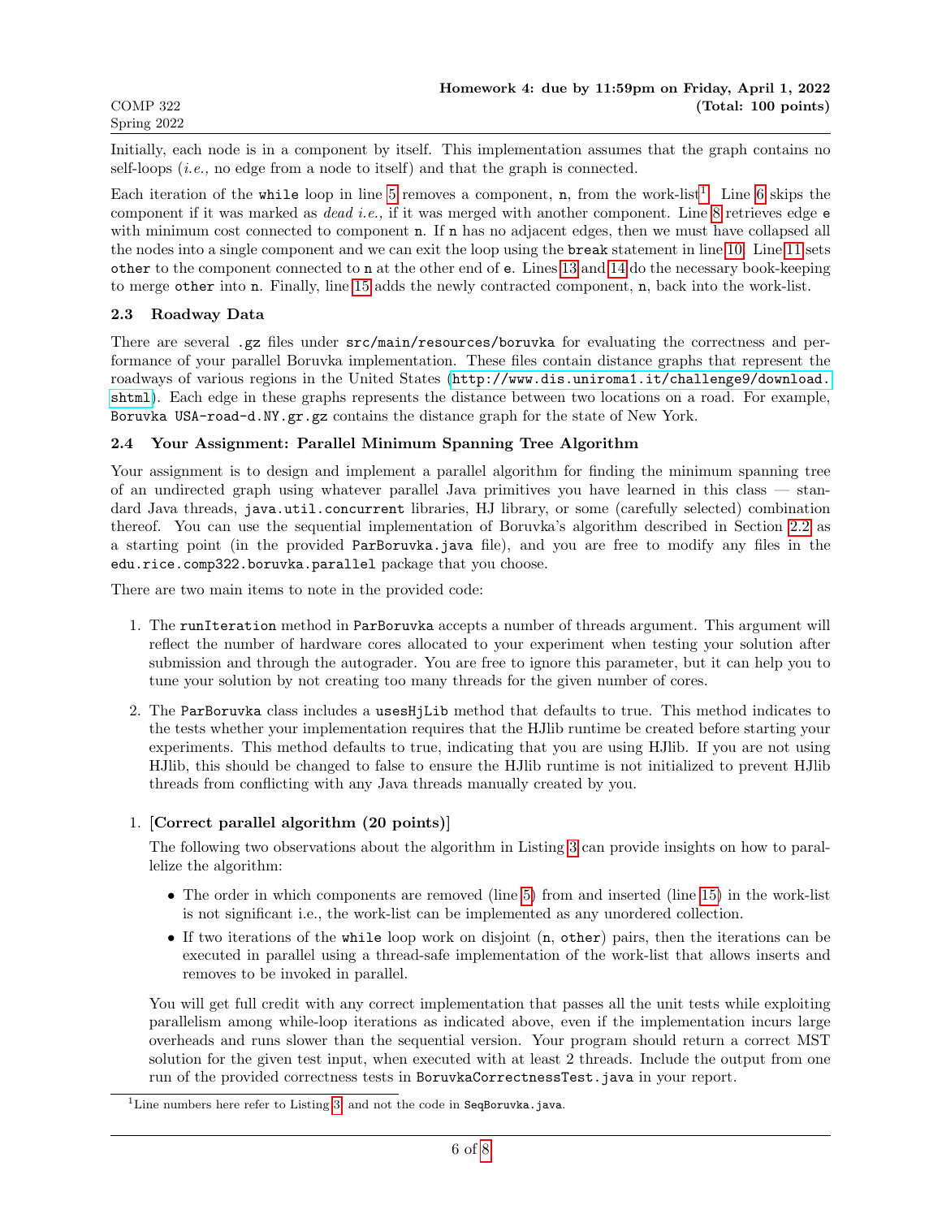Initially, each node is in a component by itself. This implementation assumes that the graph contains no self-loops (*i.e.,* no edge from a node to itself) and that the graph is connected.

Each iteration of the `while` loop in line 5 removes a component, `n`, from the work-list[1]. Line 6 skips the component if it was marked as *dead i.e.,* if it was merged with another component. Line 8 retrieves edge `e` with minimum cost connected to component `n`. If `n` has no adjacent edges, then we must have collapsed all the nodes into a single component and we can exit the loop using the `break` statement in line 10. Line 11 sets `other` to the component connected to `n` at the other end of `e`. Lines 13 and 14 do the necessary book-keeping to merge `other` into `n`. Finally, line 15 adds the newly contracted component, `n`, back into the work-list.

### 2.3 Roadway Data

There are several .gz files under `src/main/resources/boruvka` for evaluating the correctness and performance of your parallel Boruvka implementation. These files contain distance graphs that represent the roadways of various regions in the United States (http://www.dis.uniroma1.it/challenge9/download.shtml). Each edge in these graphs represents the distance between two locations on a road. For example, `Boruvka USA-road-d.NY.gr.gz` contains the distance graph for the state of New York.

### 2.4 Your Assignment: Parallel Minimum Spanning Tree Algorithm

Your assignment is to design and implement a parallel algorithm for finding the minimum spanning tree of an undirected graph using whatever parallel Java primitives you have learned in this class — standard Java threads, `java.util.concurrent` libraries, HJ library, or some (carefully selected) combination thereof. You can use the sequential implementation of Boruvka's algorithm described in Section 2.2 as a starting point (in the provided `ParBoruvka.java` file), and you are free to modify any files in the `edu.rice.comp322.boruvka.parallel` package that you choose.

There are two main items to note in the provided code:

1. The `runIteration` method in `ParBoruvka` accepts a number of threads argument. This argument will reflect the number of hardware cores allocated to your experiment when testing your solution after submission and through the autograder. You are free to ignore this parameter, but it can help you to tune your solution by not creating too many threads for the given number of cores.

2. The `ParBoruvka` class includes a `usesHjLib` method that defaults to true. This method indicates to the tests whether your implementation requires that the HJlib runtime be created before starting your experiments. This method defaults to true, indicating that you are using HJlib. If you are not using HJlib, this should be changed to false to ensure the HJlib runtime is not initialized to prevent HJlib threads from conflicting with any Java threads manually created by you.

1. **[Correct parallel algorithm (20 points)]**

   The following two observations about the algorithm in Listing 3 can provide insights on how to parallelize the algorithm:

   - The order in which components are removed (line 5) from and inserted (line 15) in the work-list is not significant i.e., the work-list can be implemented as any unordered collection.
   - If two iterations of the `while` loop work on disjoint (`n`, `other`) pairs, then the iterations can be executed in parallel using a thread-safe implementation of the work-list that allows inserts and removes to be invoked in parallel.

   You will get full credit with any correct implementation that passes all the unit tests while exploiting parallelism among while-loop iterations as indicated above, even if the implementation incurs large overheads and runs slower than the sequential version. Your program should return a correct MST solution for the given test input, when executed with at least 2 threads. Include the output from one run of the provided correctness tests in `BoruvkaCorrectnessTest.java` in your report.

[1] Line numbers here refer to Listing 3, and not the code in `SeqBoruvka.java`.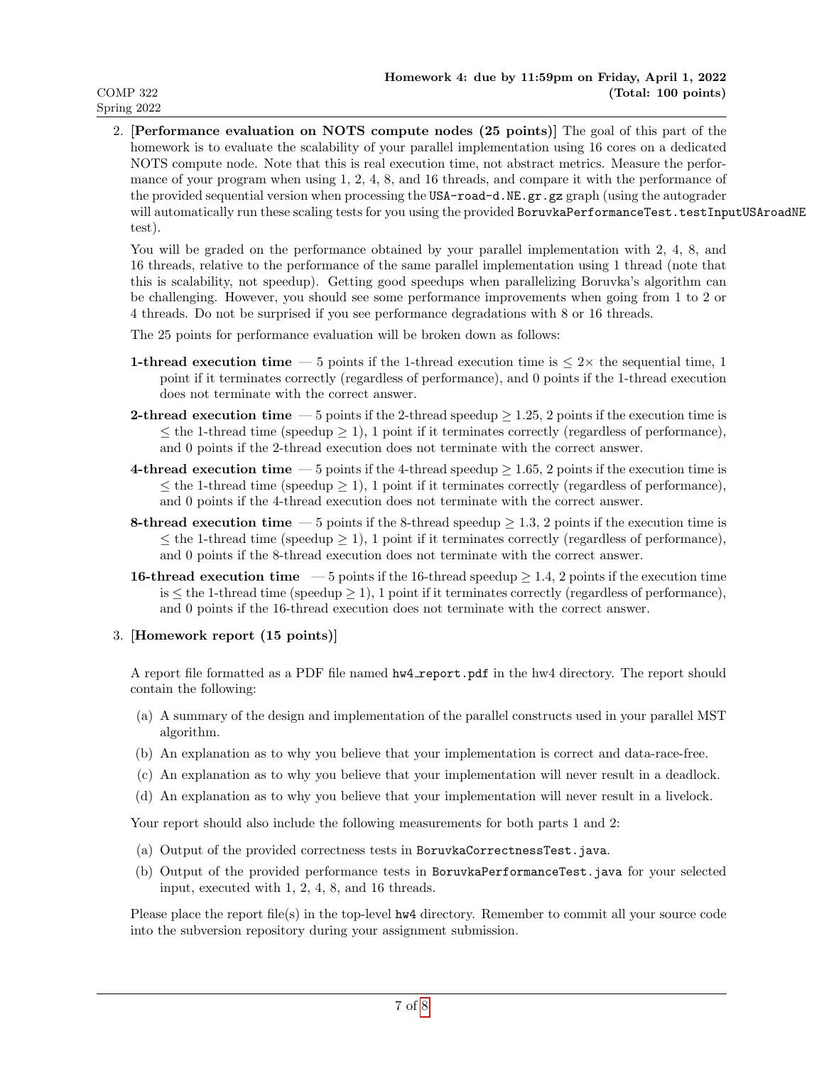2. **[Performance evaluation on NOTS compute nodes (25 points)]** The goal of this part of the homework is to evaluate the scalability of your parallel implementation using 16 cores on a dedicated NOTS compute node. Note that this is real execution time, not abstract metrics. Measure the performance of your program when using 1, 2, 4, 8, and 16 threads, and compare it with the performance of the provided sequential version when processing the `USA-road-d.NE.gr.gz` graph (using the autograder will automatically run these scaling tests for you using the provided `BoruvkaPerformanceTest.testInputUSAroadNE` test).

   You will be graded on the performance obtained by your parallel implementation with 2, 4, 8, and 16 threads, relative to the performance of the same parallel implementation using 1 thread (note that this is scalability, not speedup). Getting good speedups when parallelizing Boruvka's algorithm can be challenging. However, you should see some performance improvements when going from 1 to 2 or 4 threads. Do not be surprised if you see performance degradations with 8 or 16 threads.

   The 25 points for performance evaluation will be broken down as follows:

   **1-thread execution time** — 5 points if the 1-thread execution time is $\leq 2\times$ the sequential time, 1 point if it terminates correctly (regardless of performance), and 0 points if the 1-thread execution does not terminate with the correct answer.

   **2-thread execution time** — 5 points if the 2-thread speedup $\geq 1.25$, 2 points if the execution time is $\leq$ the 1-thread time (speedup $\geq 1$), 1 point if it terminates correctly (regardless of performance), and 0 points if the 2-thread execution does not terminate with the correct answer.

   **4-thread execution time** — 5 points if the 4-thread speedup $\geq 1.65$, 2 points if the execution time is $\leq$ the 1-thread time (speedup $\geq 1$), 1 point if it terminates correctly (regardless of performance), and 0 points if the 4-thread execution does not terminate with the correct answer.

   **8-thread execution time** — 5 points if the 8-thread speedup $\geq 1.3$, 2 points if the execution time is $\leq$ the 1-thread time (speedup $\geq 1$), 1 point if it terminates correctly (regardless of performance), and 0 points if the 8-thread execution does not terminate with the correct answer.

   **16-thread execution time** — 5 points if the 16-thread speedup $\geq 1.4$, 2 points if the execution time is $\leq$ the 1-thread time (speedup $\geq 1$), 1 point if it terminates correctly (regardless of performance), and 0 points if the 16-thread execution does not terminate with the correct answer.

3. **[Homework report (15 points)]**

   A report file formatted as a PDF file named `hw4_report.pdf` in the hw4 directory. The report should contain the following:

   (a) A summary of the design and implementation of the parallel constructs used in your parallel MST algorithm.

   (b) An explanation as to why you believe that your implementation is correct and data-race-free.

   (c) An explanation as to why you believe that your implementation will never result in a deadlock.

   (d) An explanation as to why you believe that your implementation will never result in a livelock.

   Your report should also include the following measurements for both parts 1 and 2:

   (a) Output of the provided correctness tests in `BoruvkaCorrectnessTest.java`.

   (b) Output of the provided performance tests in `BoruvkaPerformanceTest.java` for your selected input, executed with 1, 2, 4, 8, and 16 threads.

   Please place the report file(s) in the top-level `hw4` directory. Remember to commit all your source code into the subversion repository during your assignment submission.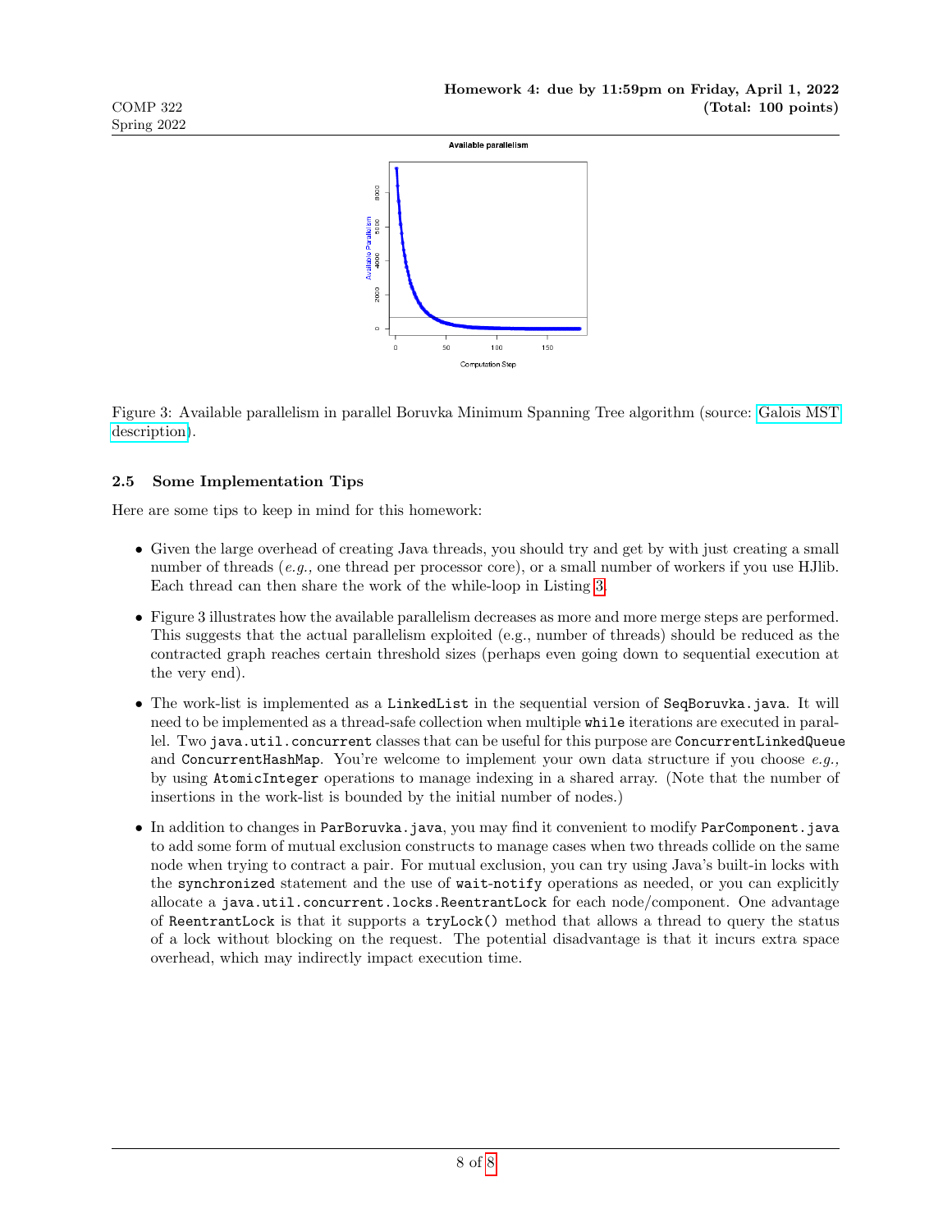Available parallelism

Available Parallelism

8000

6000

4000

2000

0

0

50

100

150

Computation Step

Figure 3: Available parallelism in parallel Boruvka Minimum Spanning Tree algorithm (source: Galois MST description).

### 2.5 Some Implementation Tips

Here are some tips to keep in mind for this homework:

- Given the large overhead of creating Java threads, you should try and get by with just creating a small number of threads (*e.g.,* one thread per processor core), or a small number of workers if you use HJlib. Each thread can then share the work of the while-loop in Listing 3.
- Figure 3 illustrates how the available parallelism decreases as more and more merge steps are performed. This suggests that the actual parallelism exploited (e.g., number of threads) should be reduced as the contracted graph reaches certain threshold sizes (perhaps even going down to sequential execution at the very end).
- The work-list is implemented as a `LinkedList` in the sequential version of `SeqBoruvka.java`. It will need to be implemented as a thread-safe collection when multiple `while` iterations are executed in parallel. Two `java.util.concurrent` classes that can be useful for this purpose are `ConcurrentLinkedQueue` and `ConcurrentHashMap`. You're welcome to implement your own data structure if you choose *e.g.,* by using `AtomicInteger` operations to manage indexing in a shared array. (Note that the number of insertions in the work-list is bounded by the initial number of nodes.)
- In addition to changes in `ParBoruvka.java`, you may find it convenient to modify `ParComponent.java` to add some form of mutual exclusion constructs to manage cases when two threads collide on the same node when trying to contract a pair. For mutual exclusion, you can try using Java's built-in locks with the `synchronized` statement and the use of `wait-notify` operations as needed, or you can explicitly allocate a `java.util.concurrent.locks.ReentrantLock` for each node/component. One advantage of `ReentrantLock` is that it supports a `tryLock()` method that allows a thread to query the status of a lock without blocking on the request. The potential disadvantage is that it incurs extra space overhead, which may indirectly impact execution time.